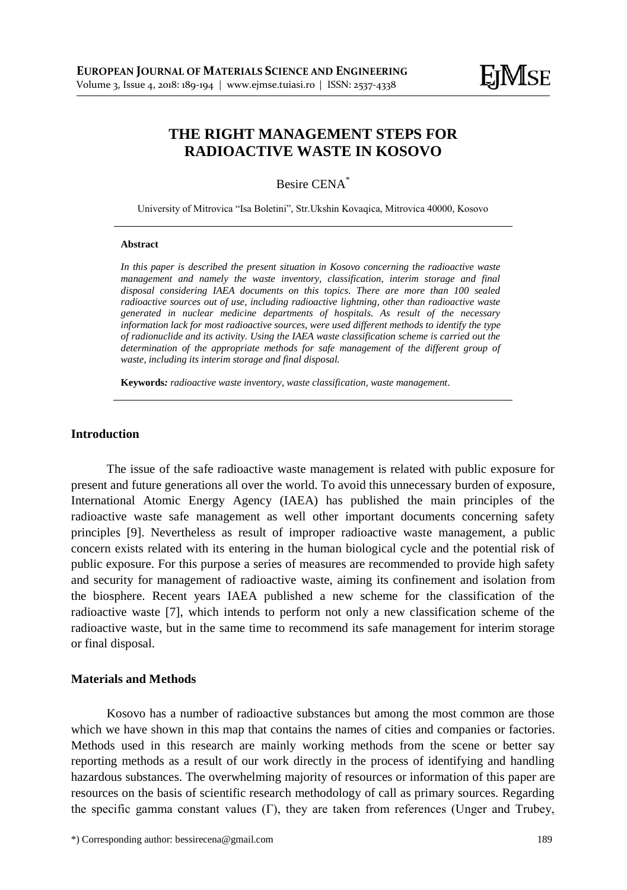# THE RIGHT MANAGEMENT STEPS FOR RADIOACTIVE WASTE IN KOSOVO

Besire CENA*

University of Mitrovica "Isa Boletini", Str.Ukshin Kovaqica, Mitrovica 40000, Kosovo

**Abstract**

*In this paper is described the present situation in Kosovo concerning the radioactive waste management and namely the waste inventory, classification, interim storage and final disposal considering IAEA documents on this topics. There are more than 100 sealed radioactive sources out of use, including radioactive lightning, other than radioactive waste generated in nuclear medicine departments of hospitals. As result of the necessary information lack for most radioactive sources, were used different methods to identify the type of radionuclide and its activity. Using the IAEA waste classification scheme is carried out the determination of the appropriate methods for safe management of the different group of waste, including its interim storage and final disposal.*

**Keywords***: radioactive waste inventory, waste classification, waste management*.

## Introduction

The issue of the safe radioactive waste management is related with public exposure for present and future generations all over the world. To avoid this unnecessary burden of exposure, International Atomic Energy Agency (IAEA) has published the main principles of the radioactive waste safe management as well other important documents concerning safety principles [9]. Nevertheless as result of improper radioactive waste management, a public concern exists related with its entering in the human biological cycle and the potential risk of public exposure. For this purpose a series of measures are recommended to provide high safety and security for management of radioactive waste, aiming its confinement and isolation from the biosphere. Recent years IAEA published a new scheme for the classification of the radioactive waste [7], which intends to perform not only a new classification scheme of the radioactive waste, but in the same time to recommend its safe management for interim storage or final disposal.

## Materials and Methods

Kosovo has a number of radioactive substances but among the most common are those which we have shown in this map that contains the names of cities and companies or factories. Methods used in this research are mainly working methods from the scene or better say reporting methods as a result of our work directly in the process of identifying and handling hazardous substances. The overwhelming majority of resources or information of this paper are resources on the basis of scientific research methodology of call as primary sources. Regarding the specific gamma constant values (Γ), they are taken from references (Unger and Trubey,

*) Corresponding author: bessirecena@gmail.com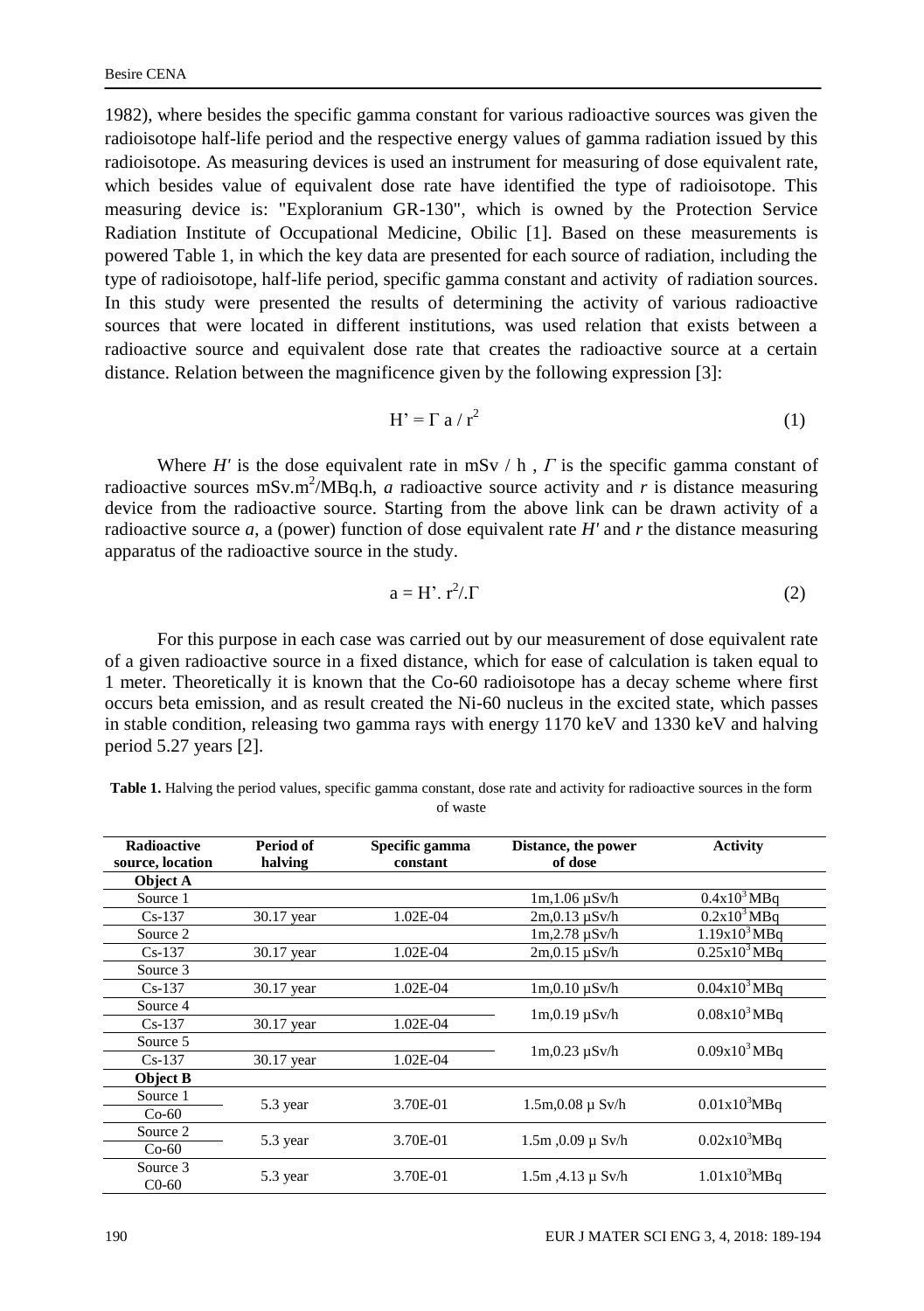1982), where besides the specific gamma constant for various radioactive sources was given the radioisotope half-life period and the respective energy values of gamma radiation issued by this radioisotope. As measuring devices is used an instrument for measuring of dose equivalent rate, which besides value of equivalent dose rate have identified the type of radioisotope. This measuring device is: "Exploranium GR-130", which is owned by the Protection Service Radiation Institute of Occupational Medicine, Obilic [1]. Based on these measurements is powered Table 1, in which the key data are presented for each source of radiation, including the type of radioisotope, half-life period, specific gamma constant and activity of radiation sources. In this study were presented the results of determining the activity of various radioactive sources that were located in different institutions, was used relation that exists between a radioactive source and equivalent dose rate that creates the radioactive source at a certain distance. Relation between the magnificence given by the following expression [3]:

$$H' = \Gamma \, a / r^2 \tag{1}$$

Where $H'$ is the dose equivalent rate in mSv / h , $\Gamma$ is the specific gamma constant of radioactive sources mSv.m$^2$/MBq.h, $a$ radioactive source activity and $r$ is distance measuring device from the radioactive source. Starting from the above link can be drawn activity of a radioactive source $a$, a (power) function of dose equivalent rate $H'$ and $r$ the distance measuring apparatus of the radioactive source in the study.

$$a = H' . \, r^2 / . \Gamma \tag{2}$$

For this purpose in each case was carried out by our measurement of dose equivalent rate of a given radioactive source in a fixed distance, which for ease of calculation is taken equal to 1 meter. Theoretically it is known that the Co-60 radioisotope has a decay scheme where first occurs beta emission, and as result created the Ni-60 nucleus in the excited state, which passes in stable condition, releasing two gamma rays with energy 1170 keV and 1330 keV and halving period 5.27 years [2].

**Table 1.** Halving the period values, specific gamma constant, dose rate and activity for radioactive sources in the form of waste

| Radioactive source, location | Period of halving | Specific gamma constant | Distance, the power of dose | Activity |
|---|---|---|---|---|
| **Object A** | | | | |
| Source 1 | | | 1m,1.06 µSv/h | $0.4x10^3$ MBq |
| Cs-137 | 30.17 year | 1.02E-04 | 2m,0.13 µSv/h | $0.2x10^3$ MBq |
| Source 2 | | | 1m,2.78 µSv/h | $1.19x10^3$ MBq |
| Cs-137 | 30.17 year | 1.02E-04 | 2m,0.15 µSv/h | $0.25x10^3$ MBq |
| Source 3 | | | | |
| Cs-137 | 30.17 year | 1.02E-04 | 1m,0.10 µSv/h | $0.04x10^3$ MBq |
| Source 4<br>Cs-137 | 30.17 year | 1.02E-04 | 1m,0.19 µSv/h | $0.08x10^3$ MBq |
| Source 5<br>Cs-137 | 30.17 year | 1.02E-04 | 1m,0.23 µSv/h | $0.09x10^3$ MBq |
| **Object B** | | | | |
| Source 1<br>Co-60 | 5.3 year | 3.70E-01 | 1.5m,0.08 µ Sv/h | $0.01x10^3$MBq |
| Source 2<br>Co-60 | 5.3 year | 3.70E-01 | 1.5m ,0.09 µ Sv/h | $0.02x10^3$MBq |
| Source 3<br>C0-60 | 5.3 year | 3.70E-01 | 1.5m ,4.13 µ Sv/h | $1.01x10^3$MBq |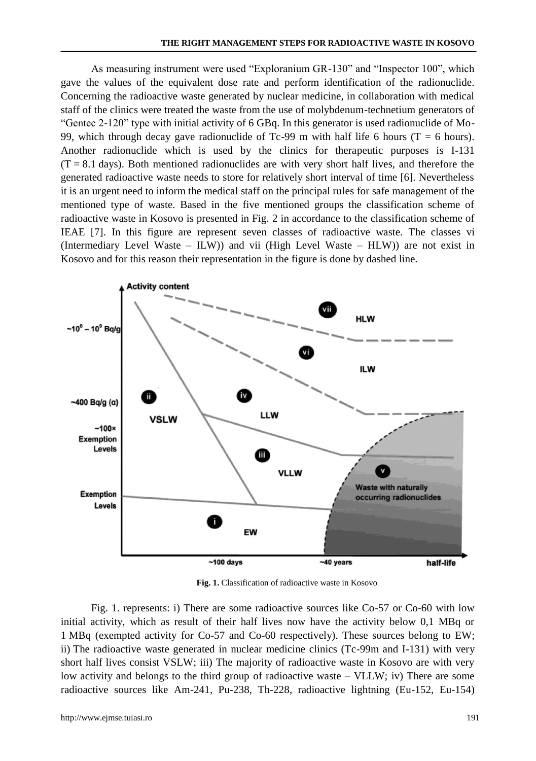As measuring instrument were used "Exploranium GR-130" and "Inspector 100", which gave the values of the equivalent dose rate and perform identification of the radionuclide. Concerning the radioactive waste generated by nuclear medicine, in collaboration with medical staff of the clinics were treated the waste from the use of molybdenum-technetium generators of "Gentec 2-120" type with initial activity of 6 GBq. In this generator is used radionuclide of Mo-99, which through decay gave radionuclide of Tc-99 m with half life 6 hours (T = 6 hours). Another radionuclide which is used by the clinics for therapeutic purposes is I-131 (T = 8.1 days). Both mentioned radionuclides are with very short half lives, and therefore the generated radioactive waste needs to store for relatively short interval of time [6]. Nevertheless it is an urgent need to inform the medical staff on the principal rules for safe management of the mentioned type of waste. Based in the five mentioned groups the classification scheme of radioactive waste in Kosovo is presented in Fig. 2 in accordance to the classification scheme of IEAE [7]. In this figure are represent seven classes of radioactive waste. The classes vi (Intermediary Level Waste – ILW)) and vii (High Level Waste – HLW)) are not exist in Kosovo and for this reason their representation in the figure is done by dashed line.

**Fig. 1.** Classification of radioactive waste in Kosovo

Fig. 1. represents: i) There are some radioactive sources like Co-57 or Co-60 with low initial activity, which as result of their half lives now have the activity below 0,1 MBq or 1 MBq (exempted activity for Co-57 and Co-60 respectively). These sources belong to EW; ii) The radioactive waste generated in nuclear medicine clinics (Tc-99m and I-131) with very short half lives consist VSLW; iii) The majority of radioactive waste in Kosovo are with very low activity and belongs to the third group of radioactive waste – VLLW; iv) There are some radioactive sources like Am-241, Pu-238, Th-228, radioactive lightning (Eu-152, Eu-154)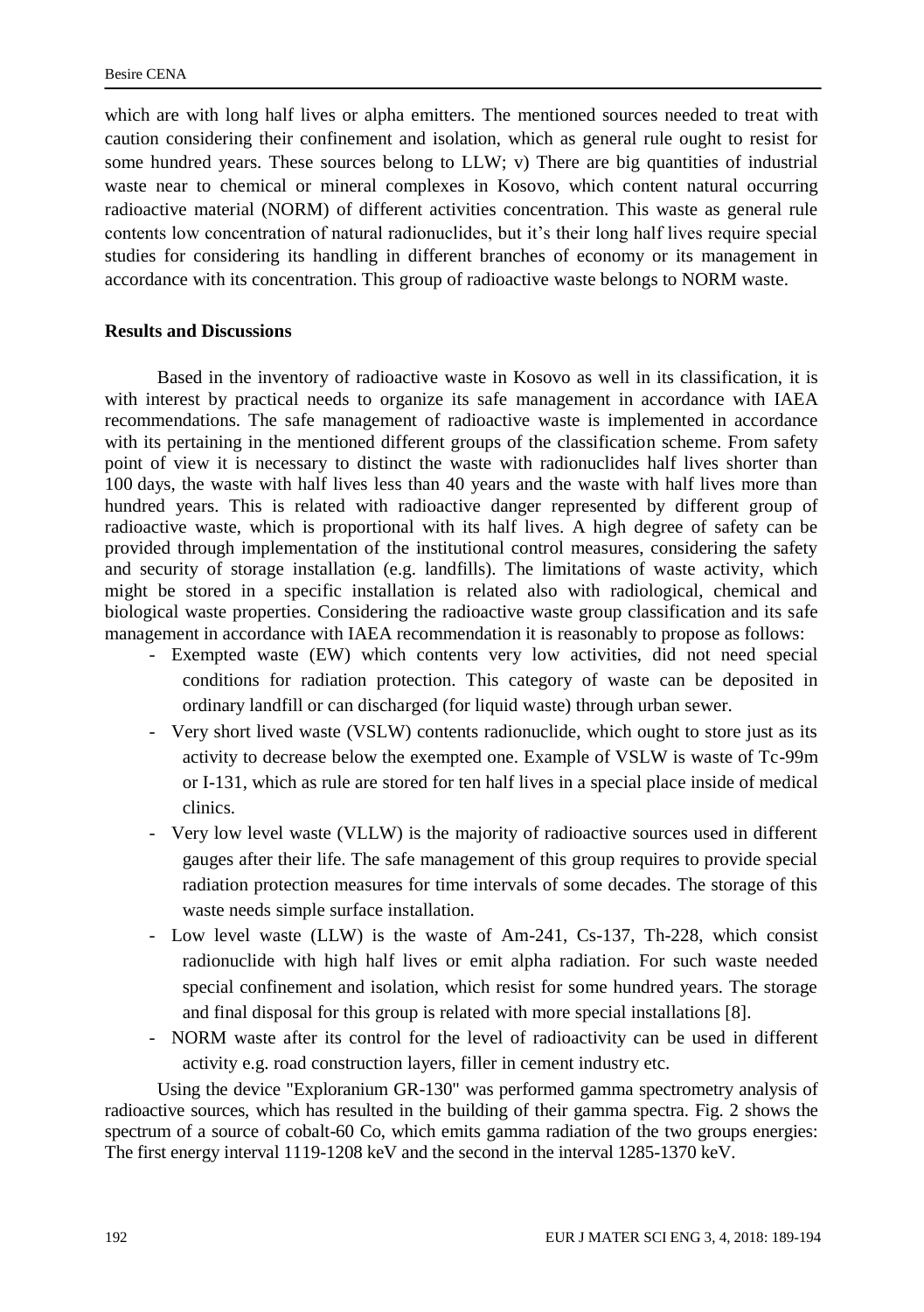which are with long half lives or alpha emitters. The mentioned sources needed to treat with caution considering their confinement and isolation, which as general rule ought to resist for some hundred years. These sources belong to LLW; v) There are big quantities of industrial waste near to chemical or mineral complexes in Kosovo, which content natural occurring radioactive material (NORM) of different activities concentration. This waste as general rule contents low concentration of natural radionuclides, but it's their long half lives require special studies for considering its handling in different branches of economy or its management in accordance with its concentration. This group of radioactive waste belongs to NORM waste.

## Results and Discussions

Based in the inventory of radioactive waste in Kosovo as well in its classification, it is with interest by practical needs to organize its safe management in accordance with IAEA recommendations. The safe management of radioactive waste is implemented in accordance with its pertaining in the mentioned different groups of the classification scheme. From safety point of view it is necessary to distinct the waste with radionuclides half lives shorter than 100 days, the waste with half lives less than 40 years and the waste with half lives more than hundred years. This is related with radioactive danger represented by different group of radioactive waste, which is proportional with its half lives. A high degree of safety can be provided through implementation of the institutional control measures, considering the safety and security of storage installation (e.g. landfills). The limitations of waste activity, which might be stored in a specific installation is related also with radiological, chemical and biological waste properties. Considering the radioactive waste group classification and its safe management in accordance with IAEA recommendation it is reasonably to propose as follows:

- Exempted waste (EW) which contents very low activities, did not need special conditions for radiation protection. This category of waste can be deposited in ordinary landfill or can discharged (for liquid waste) through urban sewer.
- Very short lived waste (VSLW) contents radionuclide, which ought to store just as its activity to decrease below the exempted one. Example of VSLW is waste of Tc-99m or I-131, which as rule are stored for ten half lives in a special place inside of medical clinics.
- Very low level waste (VLLW) is the majority of radioactive sources used in different gauges after their life. The safe management of this group requires to provide special radiation protection measures for time intervals of some decades. The storage of this waste needs simple surface installation.
- Low level waste (LLW) is the waste of Am-241, Cs-137, Th-228, which consist radionuclide with high half lives or emit alpha radiation. For such waste needed special confinement and isolation, which resist for some hundred years. The storage and final disposal for this group is related with more special installations [8].
- NORM waste after its control for the level of radioactivity can be used in different activity e.g. road construction layers, filler in cement industry etc.

Using the device "Exploranium GR-130" was performed gamma spectrometry analysis of radioactive sources, which has resulted in the building of their gamma spectra. Fig. 2 shows the spectrum of a source of cobalt-60 Co, which emits gamma radiation of the two groups energies: The first energy interval 1119-1208 keV and the second in the interval 1285-1370 keV.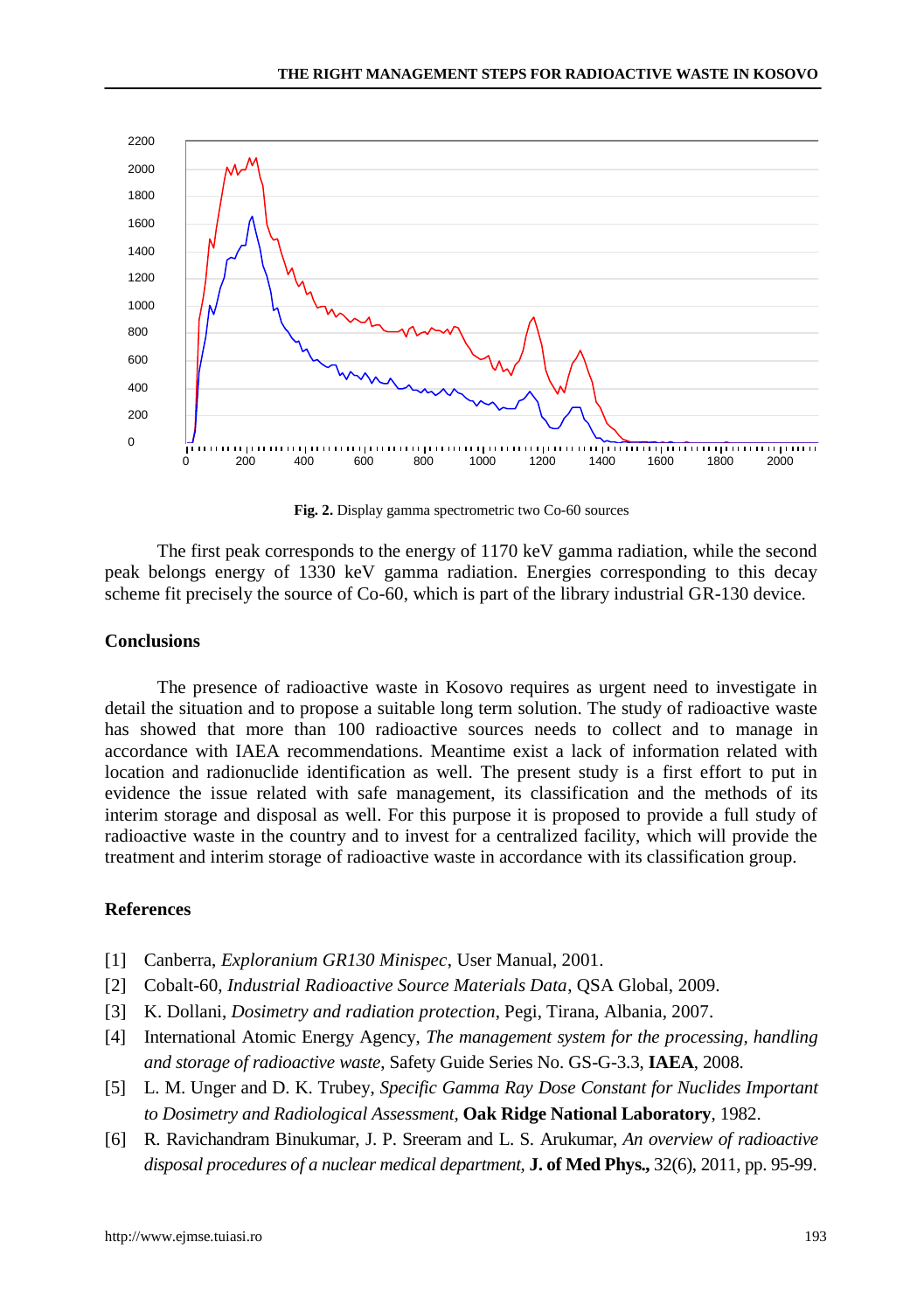**Fig. 2.** Display gamma spectrometric two Co-60 sources

The first peak corresponds to the energy of 1170 keV gamma radiation, while the second peak belongs energy of 1330 keV gamma radiation. Energies corresponding to this decay scheme fit precisely the source of Co-60, which is part of the library industrial GR-130 device.

## Conclusions

The presence of radioactive waste in Kosovo requires as urgent need to investigate in detail the situation and to propose a suitable long term solution. The study of radioactive waste has showed that more than 100 radioactive sources needs to collect and to manage in accordance with IAEA recommendations. Meantime exist a lack of information related with location and radionuclide identification as well. The present study is a first effort to put in evidence the issue related with safe management, its classification and the methods of its interim storage and disposal as well. For this purpose it is proposed to provide a full study of radioactive waste in the country and to invest for a centralized facility, which will provide the treatment and interim storage of radioactive waste in accordance with its classification group.

## References

[1] Canberra, *Exploranium GR130 Minispec*, User Manual, 2001.

[2] Cobalt-60, *Industrial Radioactive Source Materials Data*, QSA Global, 2009.

[3] K. Dollani, *Dosimetry and radiation protection*, Pegi, Tirana, Albania, 2007.

[4] International Atomic Energy Agency, *The management system for the processing, handling and storage of radioactive waste*, Safety Guide Series No. GS-G-3.3, **IAEA**, 2008.

[5] L. M. Unger and D. K. Trubey, *Specific Gamma Ray Dose Constant for Nuclides Important to Dosimetry and Radiological Assessment*, **Oak Ridge National Laboratory**, 1982.

[6] R. Ravichandram Binukumar, J. P. Sreeram and L. S. Arukumar, *An overview of radioactive disposal procedures of a nuclear medical department*, **J. of Med Phys.,** 32(6), 2011, pp. 95-99.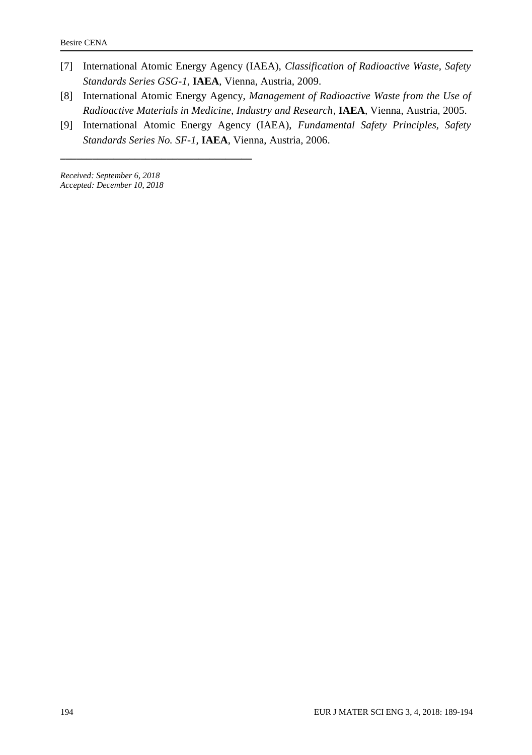[7] International Atomic Energy Agency (IAEA), *Classification of Radioactive Waste*, *Safety Standards Series GSG-1*, **IAEA**, Vienna, Austria, 2009.

[8] International Atomic Energy Agency, *Management of Radioactive Waste from the Use of Radioactive Materials in Medicine, Industry and Research*, **IAEA**, Vienna, Austria, 2005.

[9] International Atomic Energy Agency (IAEA), *Fundamental Safety Principles*, *Safety Standards Series No. SF-1*, **IAEA**, Vienna, Austria, 2006.

---

*Received: September 6, 2018*
*Accepted: December 10, 2018*